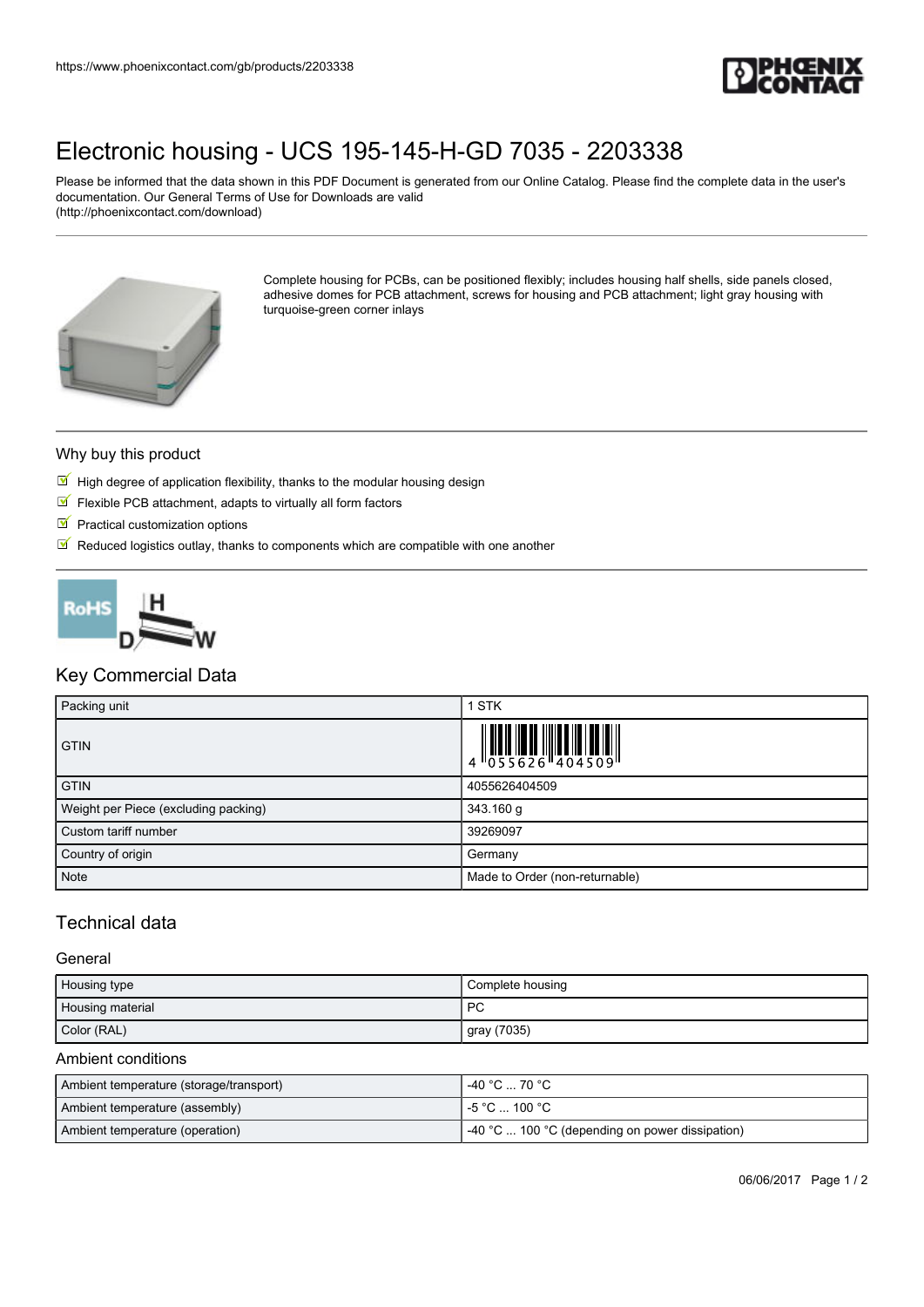# Electronic housing - UCS 195-145-H-GD 7035 - 2203338

Please be informed that the data shown in this PDF Document is generated from our Online Catalog. Please find the complete data in the user's documentation. Our General Terms of Use for Downloads are valid (http://phoenixcontact.com/download)

Complete housing for PCBs, can be positioned flexibly; includes housing half shells, side panels closed, adhesive domes for PCB attachment, screws for housing and PCB attachment; light gray housing with turquoise-green corner inlays

## Why buy this product

- High degree of application flexibility, thanks to the modular housing design
- Flexible PCB attachment, adapts to virtually all form factors
- Practical customization options
- Reduced logistics outlay, thanks to components which are compatible with one another

## Key Commercial Data

| | |
|---|---|
| Packing unit | 1 STK |
| GTIN | 4 055626 404509 |
| GTIN | 4055626404509 |
| Weight per Piece (excluding packing) | 343.160 g |
| Custom tariff number | 39269097 |
| Country of origin | Germany |
| Note | Made to Order (non-returnable) |

## Technical data

### General

| | |
|---|---|
| Housing type | Complete housing |
| Housing material | PC |
| Color (RAL) | gray (7035) |

### Ambient conditions

| | |
|---|---|
| Ambient temperature (storage/transport) | -40 °C ... 70 °C |
| Ambient temperature (assembly) | -5 °C ... 100 °C |
| Ambient temperature (operation) | -40 °C ... 100 °C (depending on power dissipation) |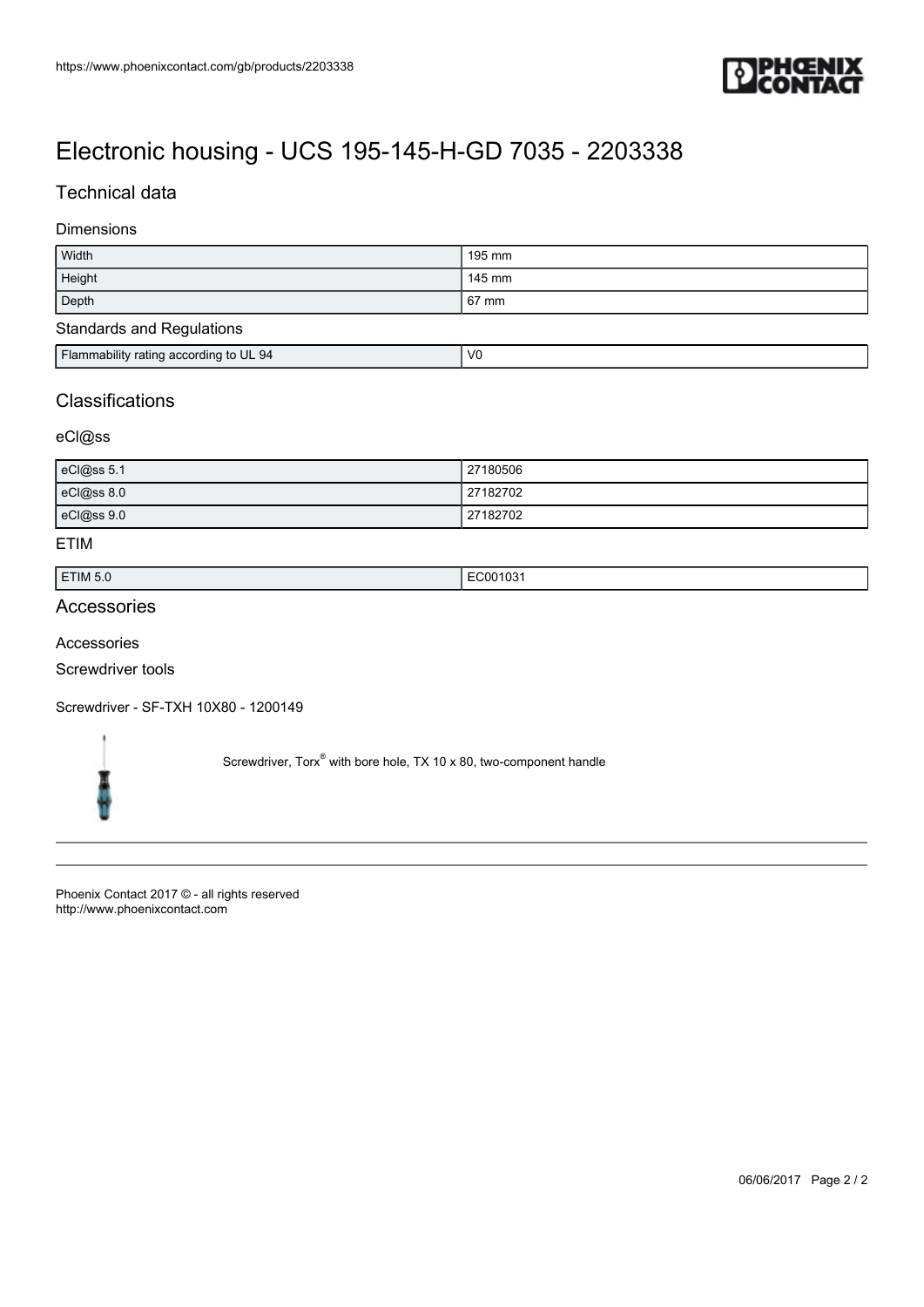# Electronic housing - UCS 195-145-H-GD 7035 - 2203338

## Technical data

### Dimensions

| | |
|---|---|
| Width | 195 mm |
| Height | 145 mm |
| Depth | 67 mm |

### Standards and Regulations

| | |
|---|---|
| Flammability rating according to UL 94 | V0 |

## Classifications

### eCl@ss

| | |
|---|---|
| eCl@ss 5.1 | 27180506 |
| eCl@ss 8.0 | 27182702 |
| eCl@ss 9.0 | 27182702 |

### ETIM

| | |
|---|---|
| ETIM 5.0 | EC001031 |

## Accessories

Accessories

Screwdriver tools

Screwdriver - SF-TXH 10X80 - 1200149

Screwdriver, Torx® with bore hole, TX 10 x 80, two-component handle

Phoenix Contact 2017 © - all rights reserved
http://www.phoenixcontact.com